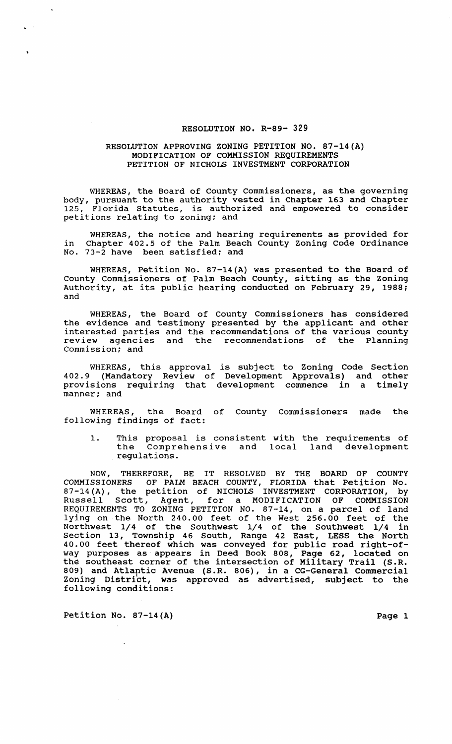# RESOLUTION NO. R-89- 329

## RESOLUTION APPROVING ZONING PETITION NO. 87-14(A) MODIFICATION OF COMMISSION REQUIREMENTS PETITION OF NICHOLS INVESTMENT CORPORATION

WHEREAS, the Board of County Commissioners, as the governing body, pursuant to the authority vested in Chapter 163 and Chapter 125, Florida Statutes, is authorized and empowered to consider petitions relating to zoning; and

WHEREAS, the notice and hearing requirements as provided for in Chapter 402.5 of the Palm Beach County Zoning Code Ordinance No. 73-2 have been satisfied; and

WHEREAS, Petition No. 87-14(A) was presented to the Board of County Commissioners of Palm Beach County, sitting as the Zoning Authority, at its public hearing conducted on February 29, 1988; and

WHEREAS, the Board of County Commissioners has considered the evidence and testimony presented by the applicant and other interested parties and the recommendations of the various county review agencies and the recommendations of the Planning Commission; and

WHEREAS, this approval is subject to Zoning Code Section 402.9 (Mandatory Review of Development Approvals) and other provisions requiring that development commence in a timely manner; and

WHEREAS, the Board of County Commissioners made the following findings of fact:

1. This proposal is consistent with the requirements of the Comprehensive and local land development regulations.

NOW, THEREFORE, BE IT RESOLVED BY THE BOARD OF COUNTY COMMISSIONERS OF PALM BEACH COUNTY, FLORIDA that Petition No. 87-14(A), the petition of NICHOLS INVESTMENT CORPORATION, by Russell Scott, Agent, for a MODIFICATION OF COMMISSION REQUIREMENTS TO ZONING PETITION NO. 87-14, on a parcel of land lying on the North 240.00 feet of the West 256.00 feet of the Northwest 1/4 of the Southwest 1/4 of the Southwest 1/4 in Section 13, Township 46 South, Range 42 East, LESS the North 40.00 feet thereof which was conveyed for public road right-of-way purposes as appears in Deed Book 808, Page 62, located on the southeast corner of the intersection of Military Trail (S.R. 809) and Atlantic Avenue (S.R. 806), in a CG-General Commercial Zoning District, was approved as advertised, subject to the following conditions: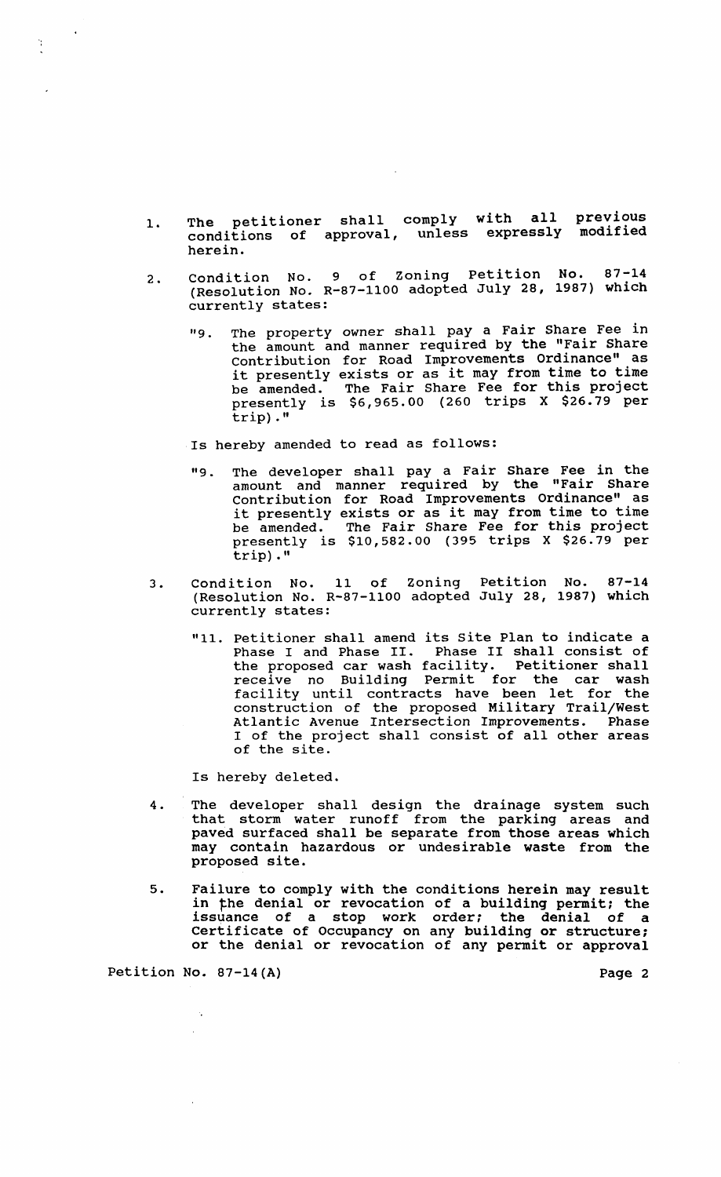1. The petitioner shall comply with all previous conditions of approval, unless expressly modified herein.

2. Condition No. 9 of Zoning Petition No. 87-14 (Resolution No. R-87-1100 adopted July 28, 1987) which currently states:

   "9. The property owner shall pay a Fair Share Fee in the amount and manner required by the "Fair Share Contribution for Road Improvements Ordinance" as it presently exists or as it may from time to time be amended. The Fair Share Fee for this project presently is $6,965.00 (260 trips X $26.79 per trip)."

   Is hereby amended to read as follows:

   "9. The developer shall pay a Fair Share Fee in the amount and manner required by the "Fair Share Contribution for Road Improvements Ordinance" as it presently exists or as it may from time to time be amended. The Fair Share Fee for this project presently is $10,582.00 (395 trips X $26.79 per trip)."

3. Condition No. 11 of Zoning Petition No. 87-14 (Resolution No. R-87-1100 adopted July 28, 1987) which currently states:

   "11. Petitioner shall amend its Site Plan to indicate a Phase I and Phase II. Phase II shall consist of the proposed car wash facility. Petitioner shall receive no Building Permit for the car wash facility until contracts have been let for the construction of the proposed Military Trail/West Atlantic Avenue Intersection Improvements. Phase I of the project shall consist of all other areas of the site.

   Is hereby deleted.

4. The developer shall design the drainage system such that storm water runoff from the parking areas and paved surfaced shall be separate from those areas which may contain hazardous or undesirable waste from the proposed site.

5. Failure to comply with the conditions herein may result in the denial or revocation of a building permit; the issuance of a stop work order; the denial of a Certificate of Occupancy on any building or structure; or the denial or revocation of any permit or approval

Petition No. 87-14(A)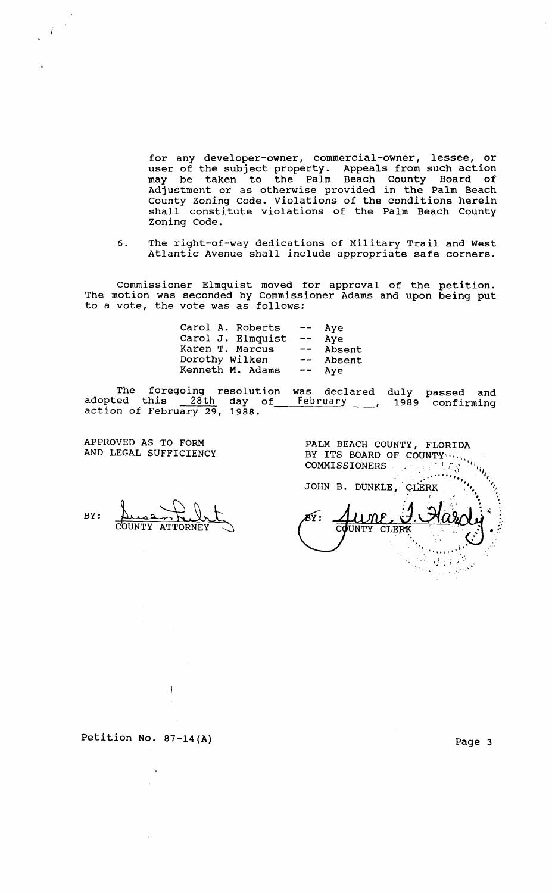for any developer-owner, commercial-owner, lessee, or user of the subject property. Appeals from such action may be taken to the Palm Beach County Board of Adjustment or as otherwise provided in the Palm Beach County Zoning Code. Violations of the conditions herein shall constitute violations of the Palm Beach County Zoning Code.

6. The right-of-way dedications of Military Trail and West Atlantic Avenue shall include appropriate safe corners.

Commissioner Elmquist moved for approval of the petition. The motion was seconded by Commissioner Adams and upon being put to a vote, the vote was as follows:

| | | |
|---|---|---|
| Carol A. Roberts | -- | Aye |
| Carol J. Elmquist | -- | Aye |
| Karen T. Marcus | -- | Absent |
| Dorothy Wilken | -- | Absent |
| Kenneth M. Adams | -- | Aye |

The foregoing resolution was declared duly passed and adopted this 28th day of February, 1989 confirming action of February 29, 1988.

APPROVED AS TO FORM AND LEGAL SUFFICIENCY

BY: COUNTY ATTORNEY

PALM BEACH COUNTY, FLORIDA BY ITS BOARD OF COUNTY COMMISSIONERS

JOHN B. DUNKLE, CLERK

BY: COUNTY CLERK

Petition No. 87-14(A)